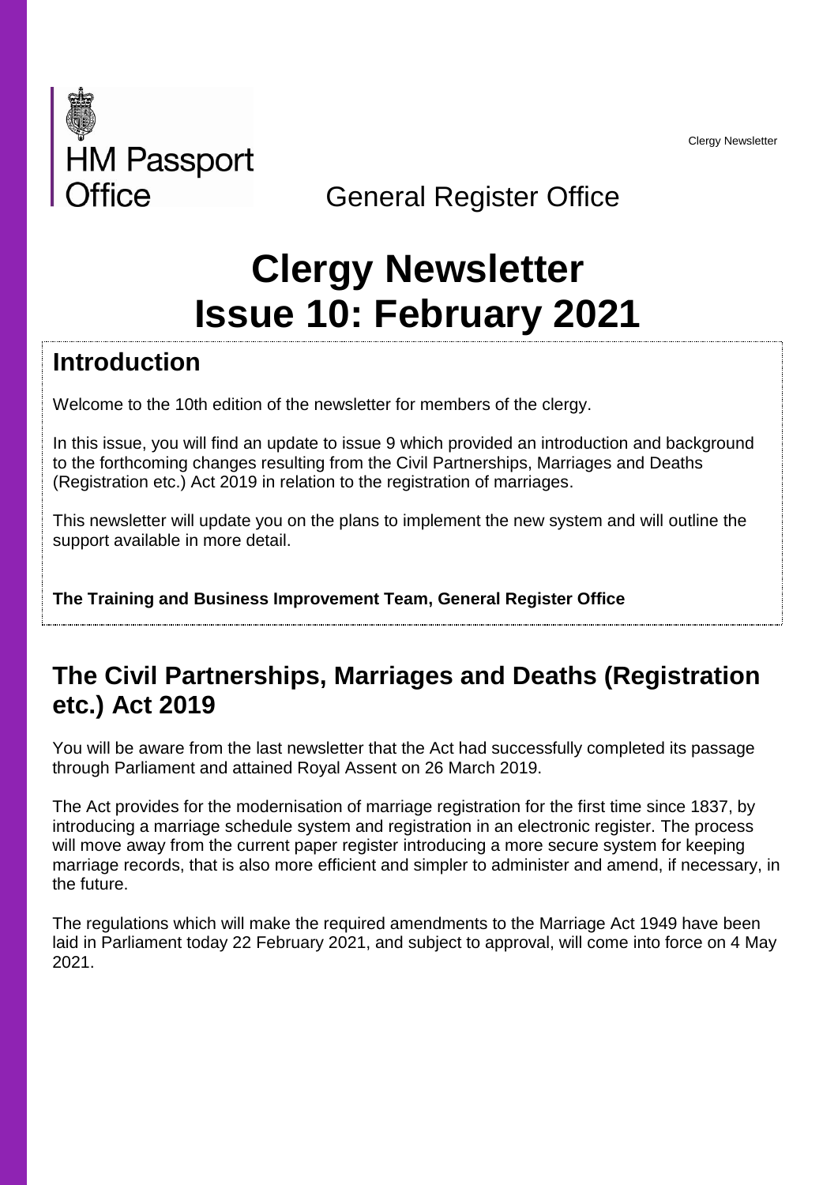HM Passport Office

General Register Office

# Clergy Newsletter
# Issue 10: February 2021

## Introduction

Welcome to the 10th edition of the newsletter for members of the clergy.

In this issue, you will find an update to issue 9 which provided an introduction and background to the forthcoming changes resulting from the Civil Partnerships, Marriages and Deaths (Registration etc.) Act 2019 in relation to the registration of marriages.

This newsletter will update you on the plans to implement the new system and will outline the support available in more detail.

**The Training and Business Improvement Team, General Register Office**

## The Civil Partnerships, Marriages and Deaths (Registration etc.) Act 2019

You will be aware from the last newsletter that the Act had successfully completed its passage through Parliament and attained Royal Assent on 26 March 2019.

The Act provides for the modernisation of marriage registration for the first time since 1837, by introducing a marriage schedule system and registration in an electronic register. The process will move away from the current paper register introducing a more secure system for keeping marriage records, that is also more efficient and simpler to administer and amend, if necessary, in the future.

The regulations which will make the required amendments to the Marriage Act 1949 have been laid in Parliament today 22 February 2021, and subject to approval, will come into force on 4 May 2021.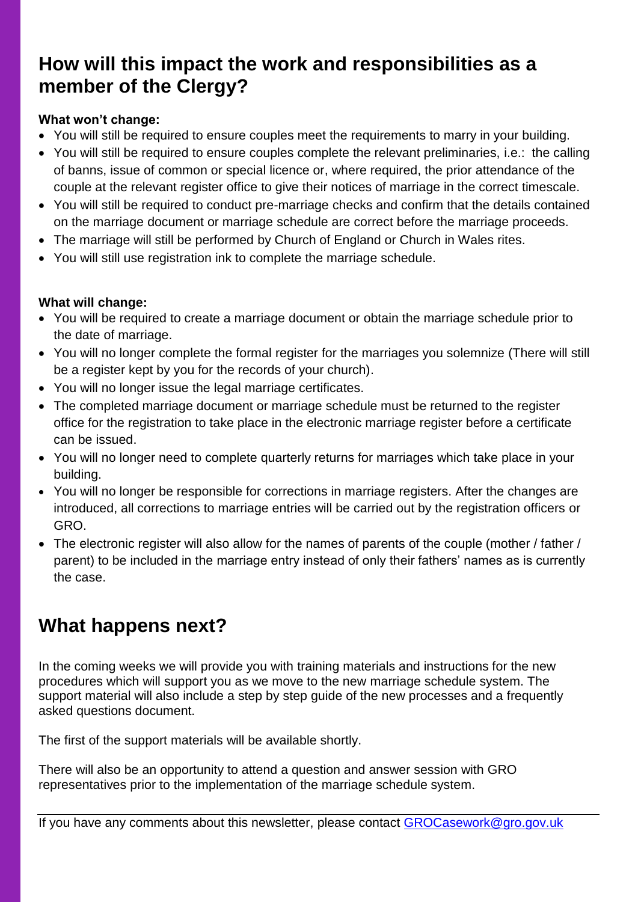## How will this impact the work and responsibilities as a member of the Clergy?

**What won't change:**

- You will still be required to ensure couples meet the requirements to marry in your building.
- You will still be required to ensure couples complete the relevant preliminaries, i.e.: the calling of banns, issue of common or special licence or, where required, the prior attendance of the couple at the relevant register office to give their notices of marriage in the correct timescale.
- You will still be required to conduct pre-marriage checks and confirm that the details contained on the marriage document or marriage schedule are correct before the marriage proceeds.
- The marriage will still be performed by Church of England or Church in Wales rites.
- You will still use registration ink to complete the marriage schedule.

**What will change:**

- You will be required to create a marriage document or obtain the marriage schedule prior to the date of marriage.
- You will no longer complete the formal register for the marriages you solemnize (There will still be a register kept by you for the records of your church).
- You will no longer issue the legal marriage certificates.
- The completed marriage document or marriage schedule must be returned to the register office for the registration to take place in the electronic marriage register before a certificate can be issued.
- You will no longer need to complete quarterly returns for marriages which take place in your building.
- You will no longer be responsible for corrections in marriage registers. After the changes are introduced, all corrections to marriage entries will be carried out by the registration officers or GRO.
- The electronic register will also allow for the names of parents of the couple (mother / father / parent) to be included in the marriage entry instead of only their fathers' names as is currently the case.

## What happens next?

In the coming weeks we will provide you with training materials and instructions for the new procedures which will support you as we move to the new marriage schedule system. The support material will also include a step by step guide of the new processes and a frequently asked questions document.

The first of the support materials will be available shortly.

There will also be an opportunity to attend a question and answer session with GRO representatives prior to the implementation of the marriage schedule system.

---

If you have any comments about this newsletter, please contact GROCasework@gro.gov.uk